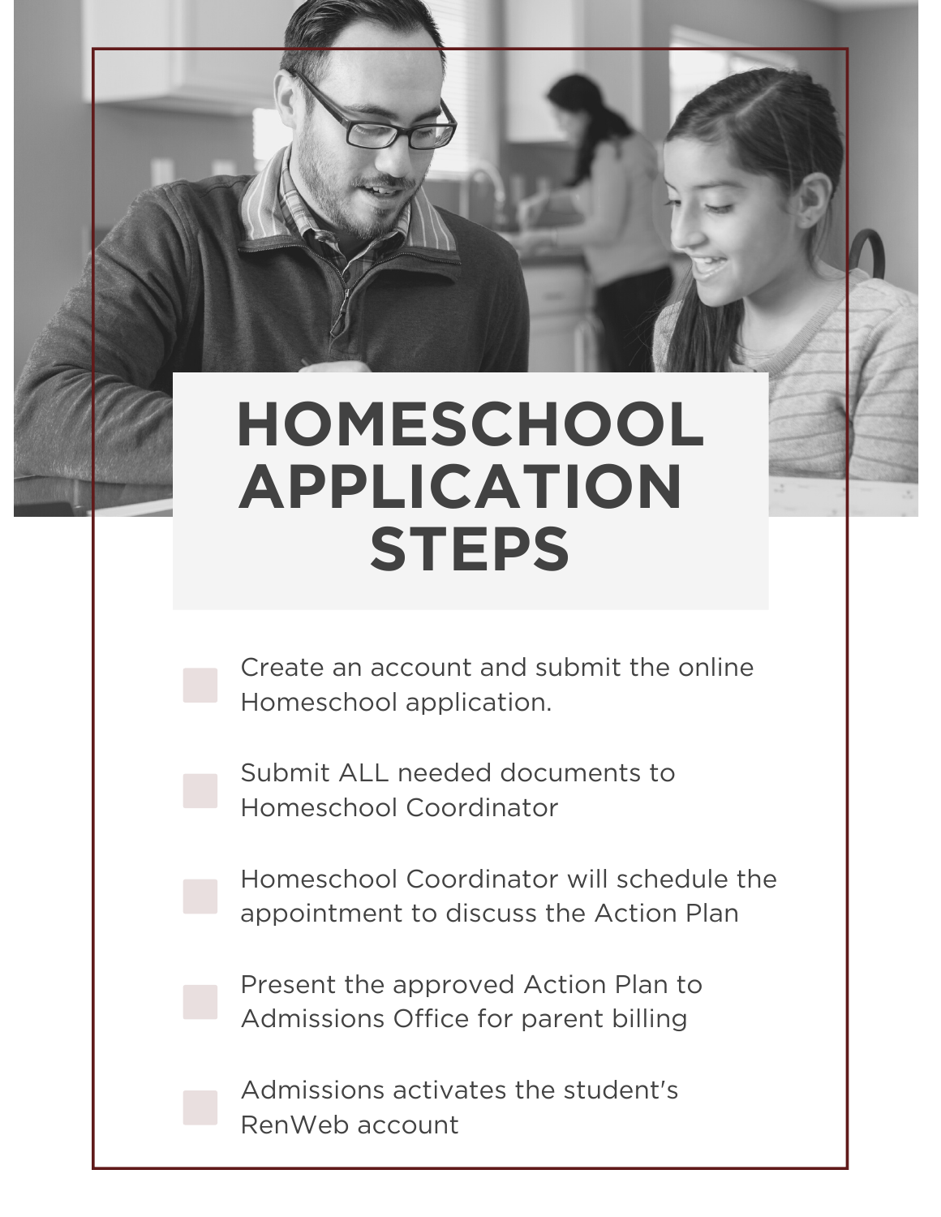# HOMESCHOOL APPLICATION STEPS

- [ ] Create an account and submit the online Homeschool application.
- [ ] Submit ALL needed documents to Homeschool Coordinator
- [ ] Homeschool Coordinator will schedule the appointment to discuss the Action Plan
- [ ] Present the approved Action Plan to Admissions Office for parent billing
- [ ] Admissions activates the student's RenWeb account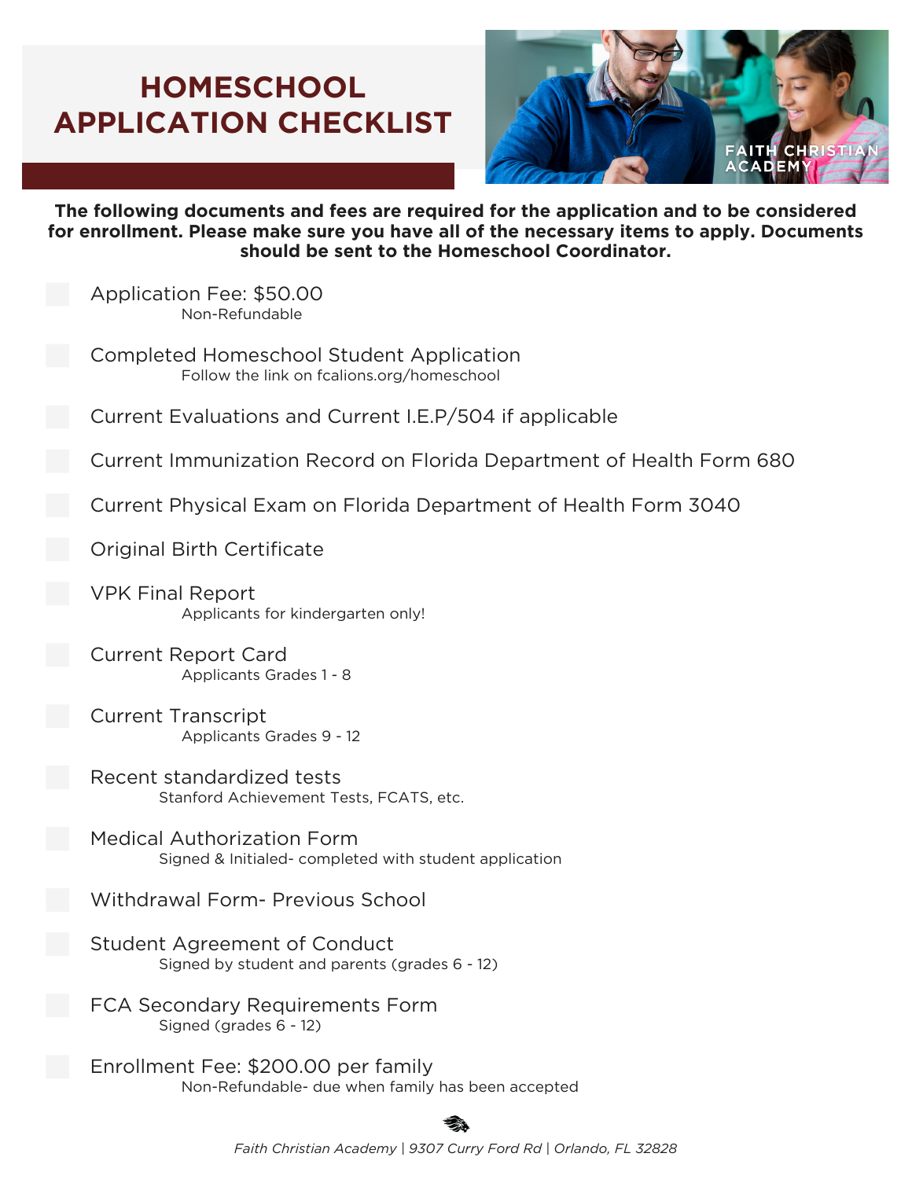# HOMESCHOOL APPLICATION CHECKLIST

FAITH CHRISTIAN ACADEMY

**The following documents and fees are required for the application and to be considered for enrollment. Please make sure you have all of the necessary items to apply. Documents should be sent to the Homeschool Coordinator.**

- [ ] Application Fee: $50.00
  Non-Refundable
- [ ] Completed Homeschool Student Application
  Follow the link on fcalions.org/homeschool
- [ ] Current Evaluations and Current I.E.P/504 if applicable
- [ ] Current Immunization Record on Florida Department of Health Form 680
- [ ] Current Physical Exam on Florida Department of Health Form 3040
- [ ] Original Birth Certificate
- [ ] VPK Final Report
  Applicants for kindergarten only!
- [ ] Current Report Card
  Applicants Grades 1 - 8
- [ ] Current Transcript
  Applicants Grades 9 - 12
- [ ] Recent standardized tests
  Stanford Achievement Tests, FCATS, etc.
- [ ] Medical Authorization Form
  Signed & Initialed- completed with student application
- [ ] Withdrawal Form- Previous School
- [ ] Student Agreement of Conduct
  Signed by student and parents (grades 6 - 12)
- [ ] FCA Secondary Requirements Form
  Signed (grades 6 - 12)
- [ ] Enrollment Fee: $200.00 per family
  Non-Refundable- due when family has been accepted

*Faith Christian Academy | 9307 Curry Ford Rd | Orlando, FL 32828*